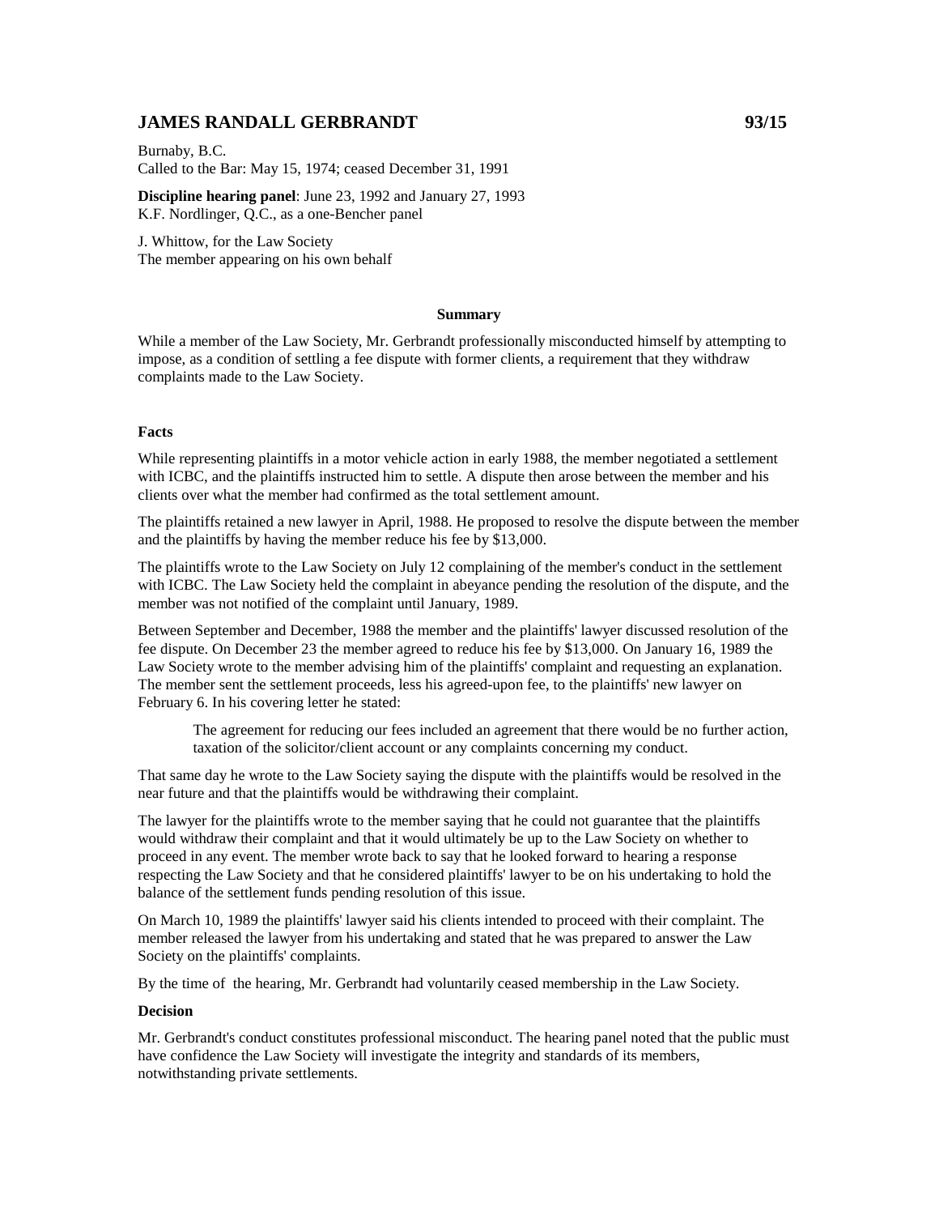## JAMES RANDALL GERBRANDT 93/15

Burnaby, B.C.
Called to the Bar: May 15, 1974; ceased December 31, 1991

**Discipline hearing panel**: June 23, 1992 and January 27, 1993
K.F. Nordlinger, Q.C., as a one-Bencher panel

J. Whittow, for the Law Society
The member appearing on his own behalf

### Summary

While a member of the Law Society, Mr. Gerbrandt professionally misconducted himself by attempting to impose, as a condition of settling a fee dispute with former clients, a requirement that they withdraw complaints made to the Law Society.

### Facts

While representing plaintiffs in a motor vehicle action in early 1988, the member negotiated a settlement with ICBC, and the plaintiffs instructed him to settle. A dispute then arose between the member and his clients over what the member had confirmed as the total settlement amount.

The plaintiffs retained a new lawyer in April, 1988. He proposed to resolve the dispute between the member and the plaintiffs by having the member reduce his fee by $13,000.

The plaintiffs wrote to the Law Society on July 12 complaining of the member's conduct in the settlement with ICBC. The Law Society held the complaint in abeyance pending the resolution of the dispute, and the member was not notified of the complaint until January, 1989.

Between September and December, 1988 the member and the plaintiffs' lawyer discussed resolution of the fee dispute. On December 23 the member agreed to reduce his fee by $13,000. On January 16, 1989 the Law Society wrote to the member advising him of the plaintiffs' complaint and requesting an explanation. The member sent the settlement proceeds, less his agreed-upon fee, to the plaintiffs' new lawyer on February 6. In his covering letter he stated:

> The agreement for reducing our fees included an agreement that there would be no further action, taxation of the solicitor/client account or any complaints concerning my conduct.

That same day he wrote to the Law Society saying the dispute with the plaintiffs would be resolved in the near future and that the plaintiffs would be withdrawing their complaint.

The lawyer for the plaintiffs wrote to the member saying that he could not guarantee that the plaintiffs would withdraw their complaint and that it would ultimately be up to the Law Society on whether to proceed in any event. The member wrote back to say that he looked forward to hearing a response respecting the Law Society and that he considered plaintiffs' lawyer to be on his undertaking to hold the balance of the settlement funds pending resolution of this issue.

On March 10, 1989 the plaintiffs' lawyer said his clients intended to proceed with their complaint. The member released the lawyer from his undertaking and stated that he was prepared to answer the Law Society on the plaintiffs' complaints.

By the time of the hearing, Mr. Gerbrandt had voluntarily ceased membership in the Law Society.

### Decision

Mr. Gerbrandt's conduct constitutes professional misconduct. The hearing panel noted that the public must have confidence the Law Society will investigate the integrity and standards of its members, notwithstanding private settlements.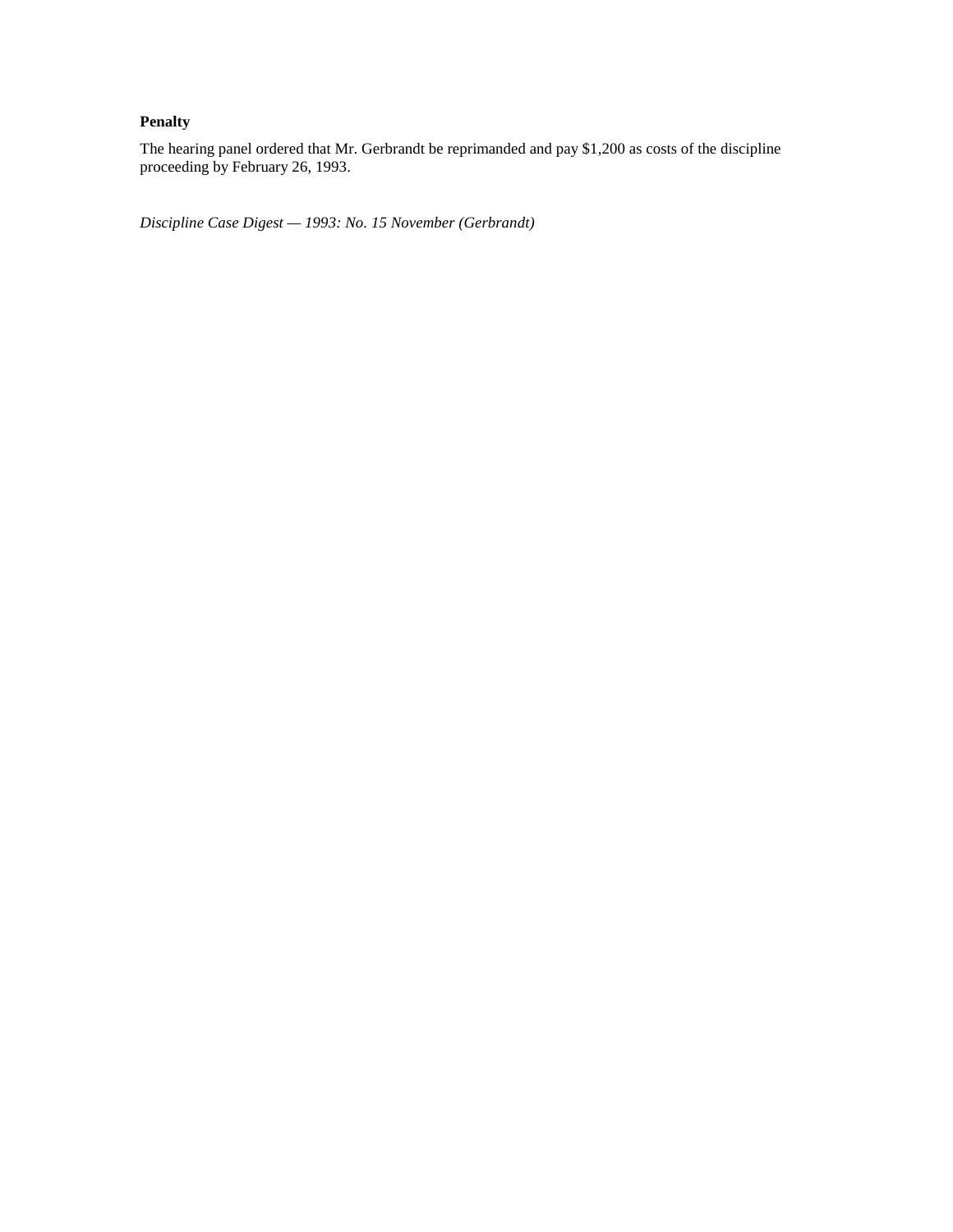**Penalty**

The hearing panel ordered that Mr. Gerbrandt be reprimanded and pay $1,200 as costs of the discipline proceeding by February 26, 1993.

*Discipline Case Digest — 1993: No. 15 November (Gerbrandt)*